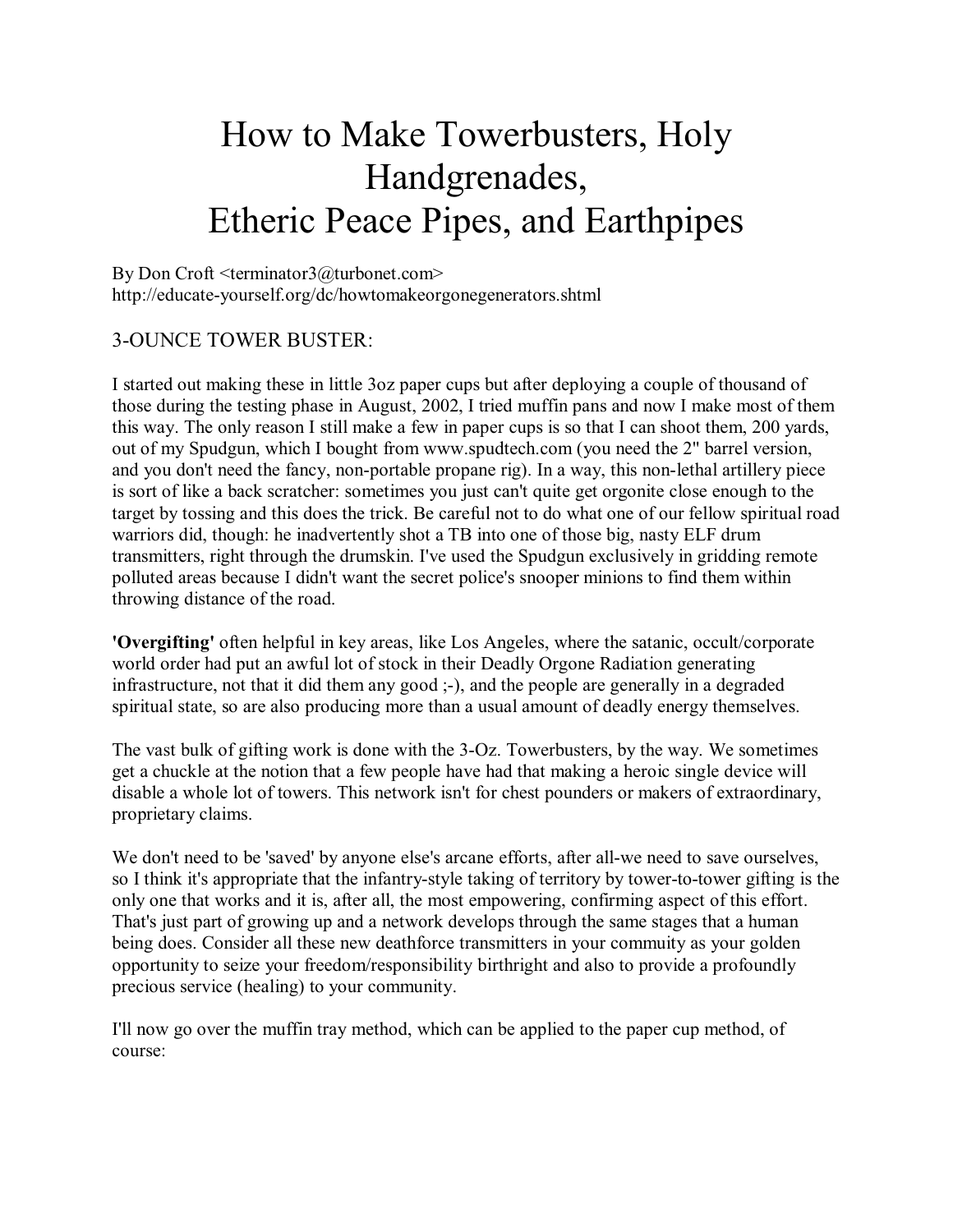# How to Make Towerbusters, Holy Handgrenades, Etheric Peace Pipes, and Earthpipes

By Don Croft <terminator3@turbonet.com>
http://educate-yourself.org/dc/howtomakeorgonegenerators.shtml

## 3-OUNCE TOWER BUSTER:

I started out making these in little 3oz paper cups but after deploying a couple of thousand of those during the testing phase in August, 2002, I tried muffin pans and now I make most of them this way. The only reason I still make a few in paper cups is so that I can shoot them, 200 yards, out of my Spudgun, which I bought from www.spudtech.com (you need the 2" barrel version, and you don't need the fancy, non-portable propane rig). In a way, this non-lethal artillery piece is sort of like a back scratcher: sometimes you just can't quite get orgonite close enough to the target by tossing and this does the trick. Be careful not to do what one of our fellow spiritual road warriors did, though: he inadvertently shot a TB into one of those big, nasty ELF drum transmitters, right through the drumskin. I've used the Spudgun exclusively in gridding remote polluted areas because I didn't want the secret police's snooper minions to find them within throwing distance of the road.

**'Overgifting'** often helpful in key areas, like Los Angeles, where the satanic, occult/corporate world order had put an awful lot of stock in their Deadly Orgone Radiation generating infrastructure, not that it did them any good ;-), and the people are generally in a degraded spiritual state, so are also producing more than a usual amount of deadly energy themselves.

The vast bulk of gifting work is done with the 3-Oz. Towerbusters, by the way. We sometimes get a chuckle at the notion that a few people have had that making a heroic single device will disable a whole lot of towers. This network isn't for chest pounders or makers of extraordinary, proprietary claims.

We don't need to be 'saved' by anyone else's arcane efforts, after all-we need to save ourselves, so I think it's appropriate that the infantry-style taking of territory by tower-to-tower gifting is the only one that works and it is, after all, the most empowering, confirming aspect of this effort. That's just part of growing up and a network develops through the same stages that a human being does. Consider all these new deathforce transmitters in your commuity as your golden opportunity to seize your freedom/responsibility birthright and also to provide a profoundly precious service (healing) to your community.

I'll now go over the muffin tray method, which can be applied to the paper cup method, of course: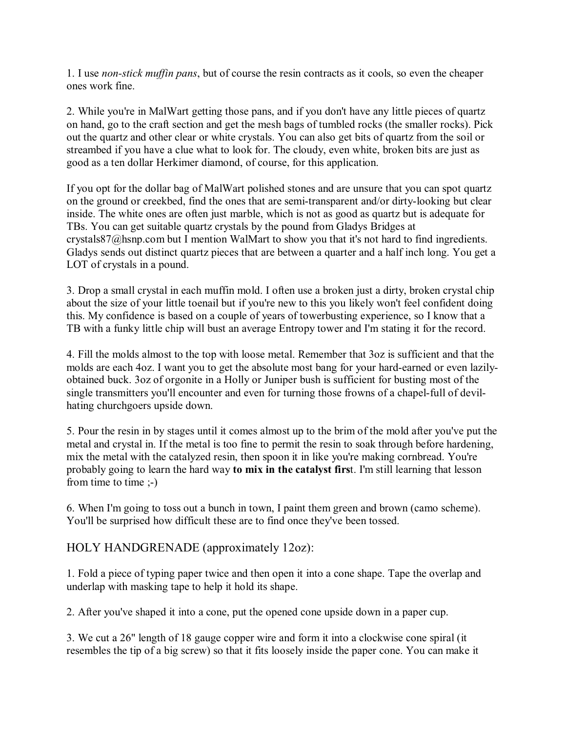1. I use *non-stick muffin pans*, but of course the resin contracts as it cools, so even the cheaper ones work fine.

2. While you're in MalWart getting those pans, and if you don't have any little pieces of quartz on hand, go to the craft section and get the mesh bags of tumbled rocks (the smaller rocks). Pick out the quartz and other clear or white crystals. You can also get bits of quartz from the soil or streambed if you have a clue what to look for. The cloudy, even white, broken bits are just as good as a ten dollar Herkimer diamond, of course, for this application.

If you opt for the dollar bag of MalWart polished stones and are unsure that you can spot quartz on the ground or creekbed, find the ones that are semi-transparent and/or dirty-looking but clear inside. The white ones are often just marble, which is not as good as quartz but is adequate for TBs. You can get suitable quartz crystals by the pound from Gladys Bridges at crystals87@hsnp.com but I mention WalMart to show you that it's not hard to find ingredients. Gladys sends out distinct quartz pieces that are between a quarter and a half inch long. You get a LOT of crystals in a pound.

3. Drop a small crystal in each muffin mold. I often use a broken just a dirty, broken crystal chip about the size of your little toenail but if you're new to this you likely won't feel confident doing this. My confidence is based on a couple of years of towerbusting experience, so I know that a TB with a funky little chip will bust an average Entropy tower and I'm stating it for the record.

4. Fill the molds almost to the top with loose metal. Remember that 3oz is sufficient and that the molds are each 4oz. I want you to get the absolute most bang for your hard-earned or even lazily-obtained buck. 3oz of orgonite in a Holly or Juniper bush is sufficient for busting most of the single transmitters you'll encounter and even for turning those frowns of a chapel-full of devil-hating churchgoers upside down.

5. Pour the resin in by stages until it comes almost up to the brim of the mold after you've put the metal and crystal in. If the metal is too fine to permit the resin to soak through before hardening, mix the metal with the catalyzed resin, then spoon it in like you're making cornbread. You're probably going to learn the hard way **to mix in the catalyst firs**t. I'm still learning that lesson from time to time ;-)

6. When I'm going to toss out a bunch in town, I paint them green and brown (camo scheme). You'll be surprised how difficult these are to find once they've been tossed.

## HOLY HANDGRENADE (approximately 12oz):

1. Fold a piece of typing paper twice and then open it into a cone shape. Tape the overlap and underlap with masking tape to help it hold its shape.

2. After you've shaped it into a cone, put the opened cone upside down in a paper cup.

3. We cut a 26" length of 18 gauge copper wire and form it into a clockwise cone spiral (it resembles the tip of a big screw) so that it fits loosely inside the paper cone. You can make it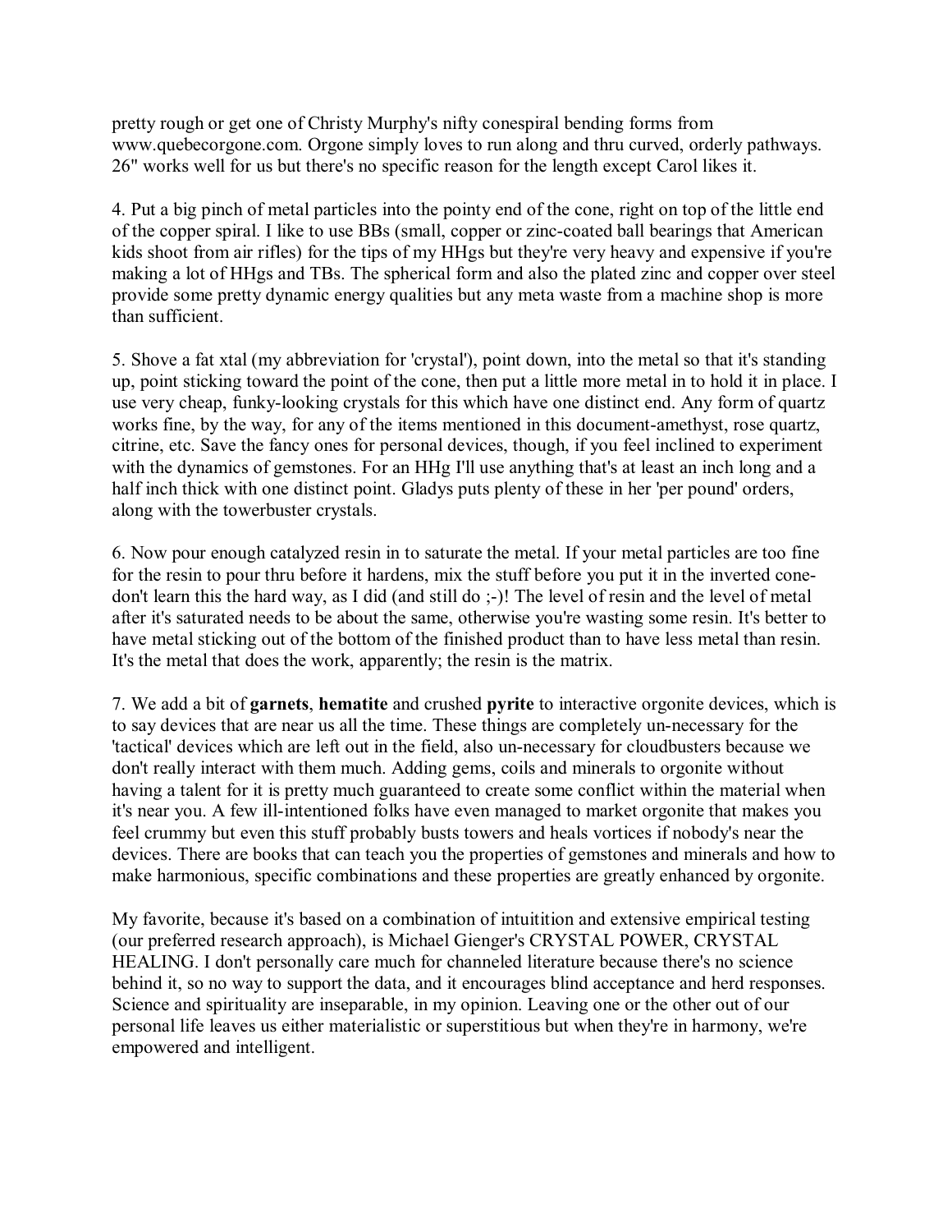pretty rough or get one of Christy Murphy's nifty conespiral bending forms from www.quebecorgone.com. Orgone simply loves to run along and thru curved, orderly pathways. 26" works well for us but there's no specific reason for the length except Carol likes it.

4. Put a big pinch of metal particles into the pointy end of the cone, right on top of the little end of the copper spiral. I like to use BBs (small, copper or zinc-coated ball bearings that American kids shoot from air rifles) for the tips of my HHgs but they're very heavy and expensive if you're making a lot of HHgs and TBs. The spherical form and also the plated zinc and copper over steel provide some pretty dynamic energy qualities but any meta waste from a machine shop is more than sufficient.

5. Shove a fat xtal (my abbreviation for 'crystal'), point down, into the metal so that it's standing up, point sticking toward the point of the cone, then put a little more metal in to hold it in place. I use very cheap, funky-looking crystals for this which have one distinct end. Any form of quartz works fine, by the way, for any of the items mentioned in this document-amethyst, rose quartz, citrine, etc. Save the fancy ones for personal devices, though, if you feel inclined to experiment with the dynamics of gemstones. For an HHg I'll use anything that's at least an inch long and a half inch thick with one distinct point. Gladys puts plenty of these in her 'per pound' orders, along with the towerbuster crystals.

6. Now pour enough catalyzed resin in to saturate the metal. If your metal particles are too fine for the resin to pour thru before it hardens, mix the stuff before you put it in the inverted cone-don't learn this the hard way, as I did (and still do ;-)! The level of resin and the level of metal after it's saturated needs to be about the same, otherwise you're wasting some resin. It's better to have metal sticking out of the bottom of the finished product than to have less metal than resin. It's the metal that does the work, apparently; the resin is the matrix.

7. We add a bit of **garnets**, **hematite** and crushed **pyrite** to interactive orgonite devices, which is to say devices that are near us all the time. These things are completely un-necessary for the 'tactical' devices which are left out in the field, also un-necessary for cloudbusters because we don't really interact with them much. Adding gems, coils and minerals to orgonite without having a talent for it is pretty much guaranteed to create some conflict within the material when it's near you. A few ill-intentioned folks have even managed to market orgonite that makes you feel crummy but even this stuff probably busts towers and heals vortices if nobody's near the devices. There are books that can teach you the properties of gemstones and minerals and how to make harmonious, specific combinations and these properties are greatly enhanced by orgonite.

My favorite, because it's based on a combination of intuitition and extensive empirical testing (our preferred research approach), is Michael Gienger's CRYSTAL POWER, CRYSTAL HEALING. I don't personally care much for channeled literature because there's no science behind it, so no way to support the data, and it encourages blind acceptance and herd responses. Science and spirituality are inseparable, in my opinion. Leaving one or the other out of our personal life leaves us either materialistic or superstitious but when they're in harmony, we're empowered and intelligent.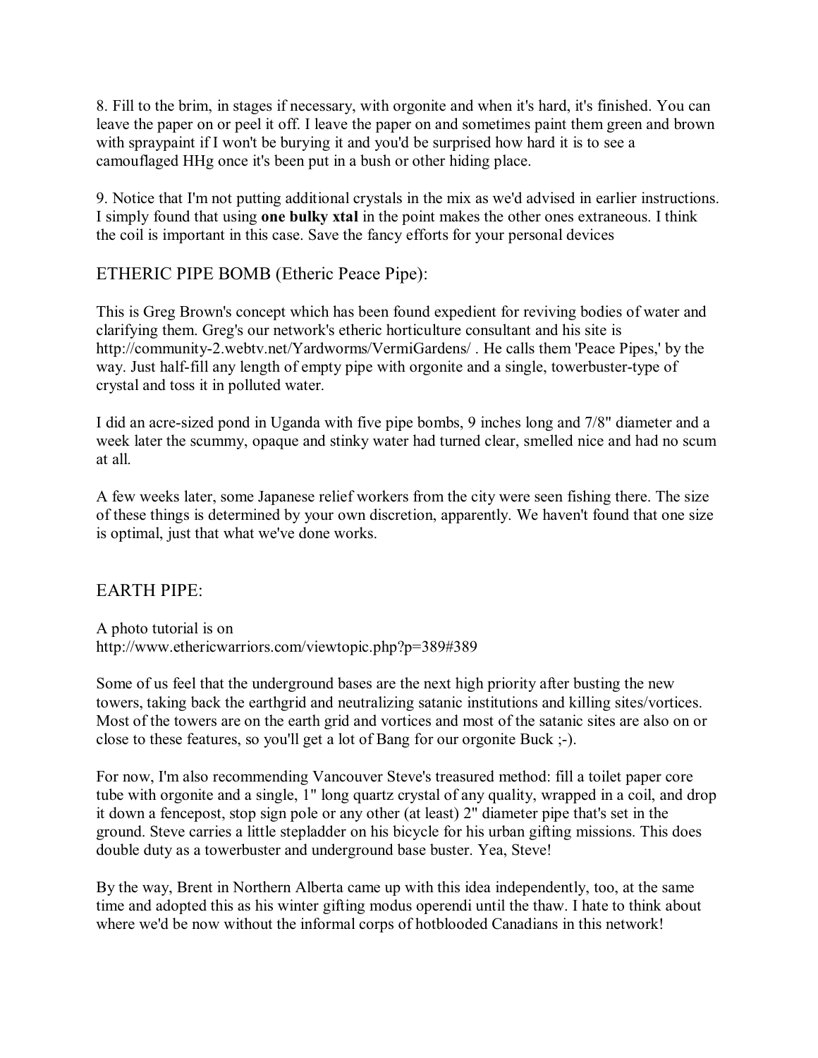8. Fill to the brim, in stages if necessary, with orgonite and when it's hard, it's finished. You can leave the paper on or peel it off. I leave the paper on and sometimes paint them green and brown with spraypaint if I won't be burying it and you'd be surprised how hard it is to see a camouflaged HHg once it's been put in a bush or other hiding place.

9. Notice that I'm not putting additional crystals in the mix as we'd advised in earlier instructions. I simply found that using **one bulky xtal** in the point makes the other ones extraneous. I think the coil is important in this case. Save the fancy efforts for your personal devices

## ETHERIC PIPE BOMB (Etheric Peace Pipe):

This is Greg Brown's concept which has been found expedient for reviving bodies of water and clarifying them. Greg's our network's etheric horticulture consultant and his site is http://community-2.webtv.net/Yardworms/VermiGardens/ . He calls them 'Peace Pipes,' by the way. Just half-fill any length of empty pipe with orgonite and a single, towerbuster-type of crystal and toss it in polluted water.

I did an acre-sized pond in Uganda with five pipe bombs, 9 inches long and 7/8" diameter and a week later the scummy, opaque and stinky water had turned clear, smelled nice and had no scum at all.

A few weeks later, some Japanese relief workers from the city were seen fishing there. The size of these things is determined by your own discretion, apparently. We haven't found that one size is optimal, just that what we've done works.

## EARTH PIPE:

A photo tutorial is on
http://www.ethericwarriors.com/viewtopic.php?p=389#389

Some of us feel that the underground bases are the next high priority after busting the new towers, taking back the earthgrid and neutralizing satanic institutions and killing sites/vortices. Most of the towers are on the earth grid and vortices and most of the satanic sites are also on or close to these features, so you'll get a lot of Bang for our orgonite Buck ;-).

For now, I'm also recommending Vancouver Steve's treasured method: fill a toilet paper core tube with orgonite and a single, 1" long quartz crystal of any quality, wrapped in a coil, and drop it down a fencepost, stop sign pole or any other (at least) 2" diameter pipe that's set in the ground. Steve carries a little stepladder on his bicycle for his urban gifting missions. This does double duty as a towerbuster and underground base buster. Yea, Steve!

By the way, Brent in Northern Alberta came up with this idea independently, too, at the same time and adopted this as his winter gifting modus operendi until the thaw. I hate to think about where we'd be now without the informal corps of hotblooded Canadians in this network!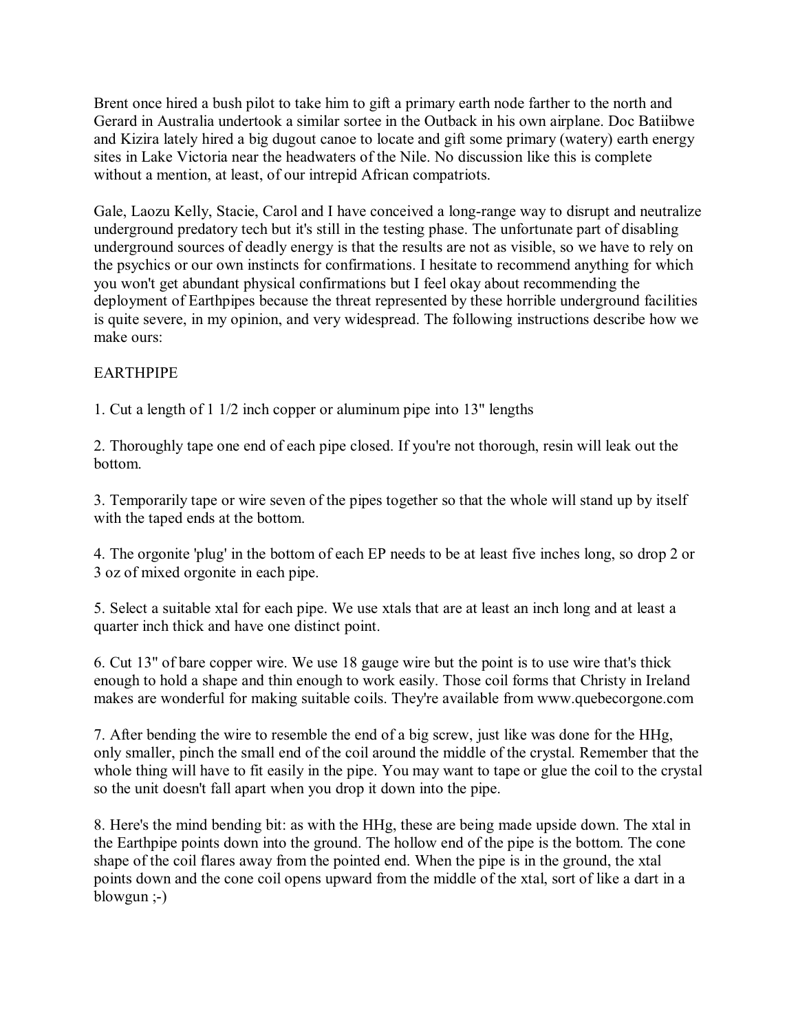Brent once hired a bush pilot to take him to gift a primary earth node farther to the north and Gerard in Australia undertook a similar sortee in the Outback in his own airplane. Doc Batiibwe and Kizira lately hired a big dugout canoe to locate and gift some primary (watery) earth energy sites in Lake Victoria near the headwaters of the Nile. No discussion like this is complete without a mention, at least, of our intrepid African compatriots.

Gale, Laozu Kelly, Stacie, Carol and I have conceived a long-range way to disrupt and neutralize underground predatory tech but it's still in the testing phase. The unfortunate part of disabling underground sources of deadly energy is that the results are not as visible, so we have to rely on the psychics or our own instincts for confirmations. I hesitate to recommend anything for which you won't get abundant physical confirmations but I feel okay about recommending the deployment of Earthpipes because the threat represented by these horrible underground facilities is quite severe, in my opinion, and very widespread. The following instructions describe how we make ours:

EARTHPIPE

1. Cut a length of 1 1/2 inch copper or aluminum pipe into 13" lengths

2. Thoroughly tape one end of each pipe closed. If you're not thorough, resin will leak out the bottom.

3. Temporarily tape or wire seven of the pipes together so that the whole will stand up by itself with the taped ends at the bottom.

4. The orgonite 'plug' in the bottom of each EP needs to be at least five inches long, so drop 2 or 3 oz of mixed orgonite in each pipe.

5. Select a suitable xtal for each pipe. We use xtals that are at least an inch long and at least a quarter inch thick and have one distinct point.

6. Cut 13" of bare copper wire. We use 18 gauge wire but the point is to use wire that's thick enough to hold a shape and thin enough to work easily. Those coil forms that Christy in Ireland makes are wonderful for making suitable coils. They're available from www.quebecorgone.com

7. After bending the wire to resemble the end of a big screw, just like was done for the HHg, only smaller, pinch the small end of the coil around the middle of the crystal. Remember that the whole thing will have to fit easily in the pipe. You may want to tape or glue the coil to the crystal so the unit doesn't fall apart when you drop it down into the pipe.

8. Here's the mind bending bit: as with the HHg, these are being made upside down. The xtal in the Earthpipe points down into the ground. The hollow end of the pipe is the bottom. The cone shape of the coil flares away from the pointed end. When the pipe is in the ground, the xtal points down and the cone coil opens upward from the middle of the xtal, sort of like a dart in a blowgun ;-)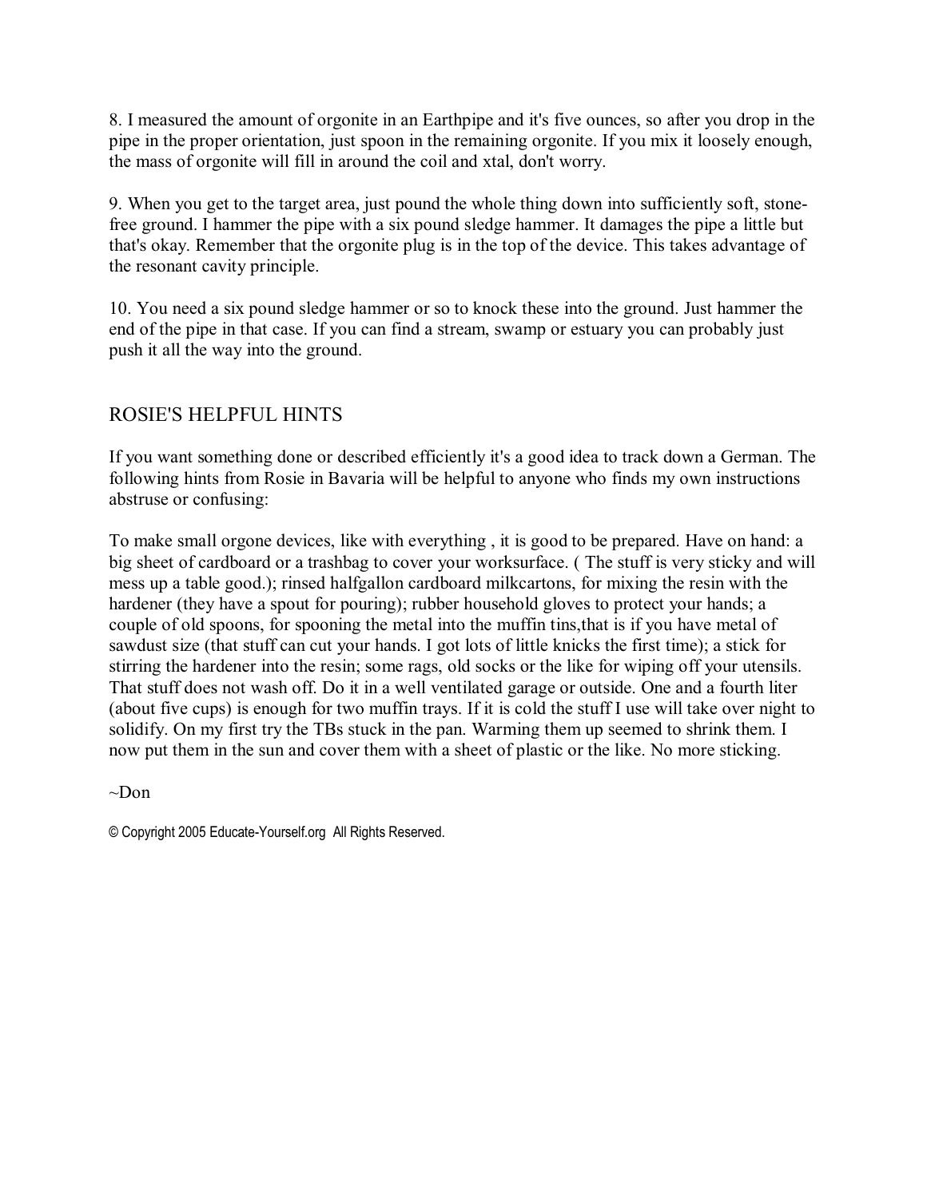8. I measured the amount of orgonite in an Earthpipe and it's five ounces, so after you drop in the pipe in the proper orientation, just spoon in the remaining orgonite. If you mix it loosely enough, the mass of orgonite will fill in around the coil and xtal, don't worry.

9. When you get to the target area, just pound the whole thing down into sufficiently soft, stone-free ground. I hammer the pipe with a six pound sledge hammer. It damages the pipe a little but that's okay. Remember that the orgonite plug is in the top of the device. This takes advantage of the resonant cavity principle.

10. You need a six pound sledge hammer or so to knock these into the ground. Just hammer the end of the pipe in that case. If you can find a stream, swamp or estuary you can probably just push it all the way into the ground.

## ROSIE'S HELPFUL HINTS

If you want something done or described efficiently it's a good idea to track down a German. The following hints from Rosie in Bavaria will be helpful to anyone who finds my own instructions abstruse or confusing:

To make small orgone devices, like with everything , it is good to be prepared. Have on hand: a big sheet of cardboard or a trashbag to cover your worksurface. ( The stuff is very sticky and will mess up a table good.); rinsed halfgallon cardboard milkcartons, for mixing the resin with the hardener (they have a spout for pouring); rubber household gloves to protect your hands; a couple of old spoons, for spooning the metal into the muffin tins,that is if you have metal of sawdust size (that stuff can cut your hands. I got lots of little knicks the first time); a stick for stirring the hardener into the resin; some rags, old socks or the like for wiping off your utensils. That stuff does not wash off. Do it in a well ventilated garage or outside. One and a fourth liter (about five cups) is enough for two muffin trays. If it is cold the stuff I use will take over night to solidify. On my first try the TBs stuck in the pan. Warming them up seemed to shrink them. I now put them in the sun and cover them with a sheet of plastic or the like. No more sticking.

~Don

© Copyright 2005 Educate-Yourself.org All Rights Reserved.